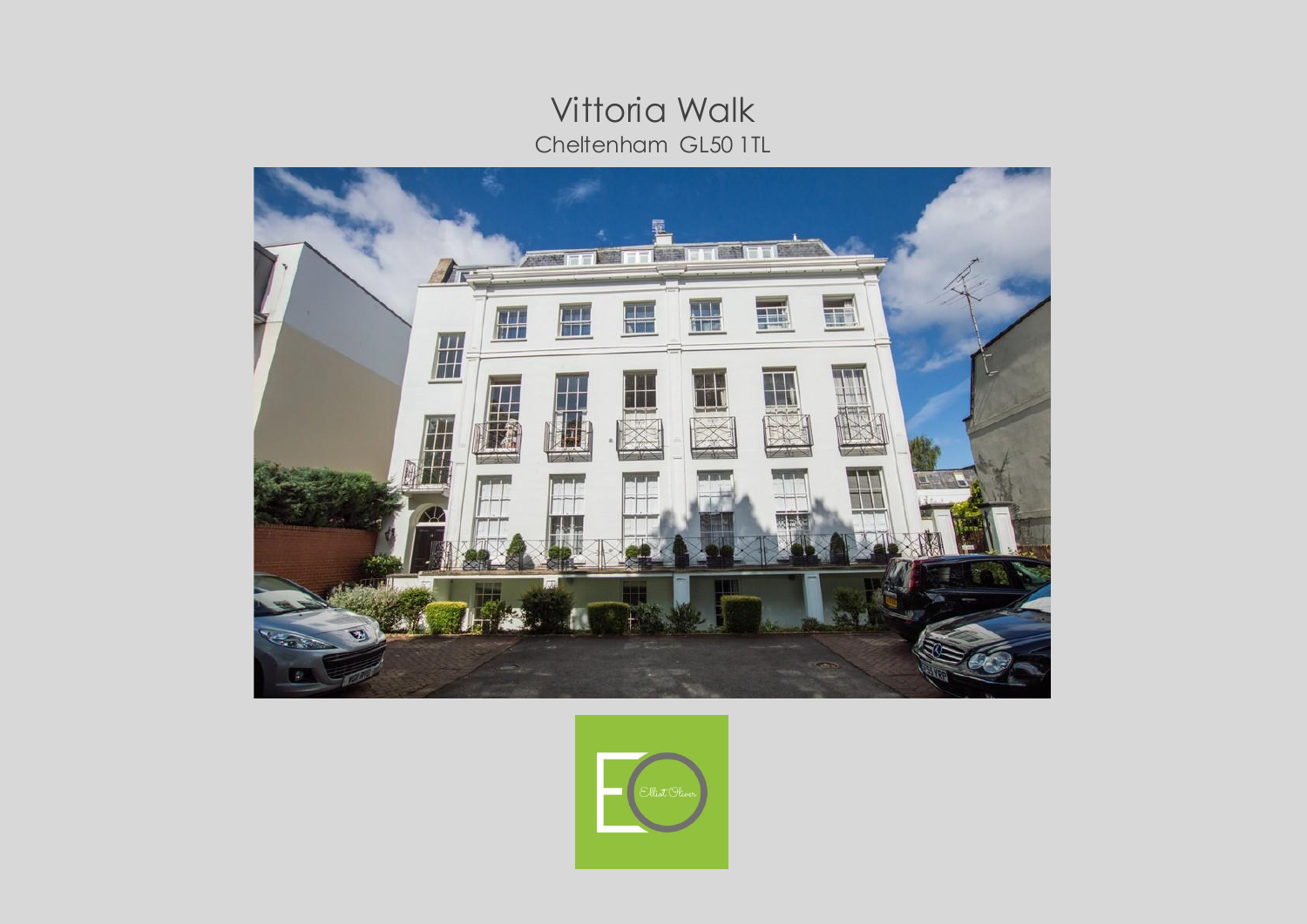# Vittoria Walk

Cheltenham GL50 1TL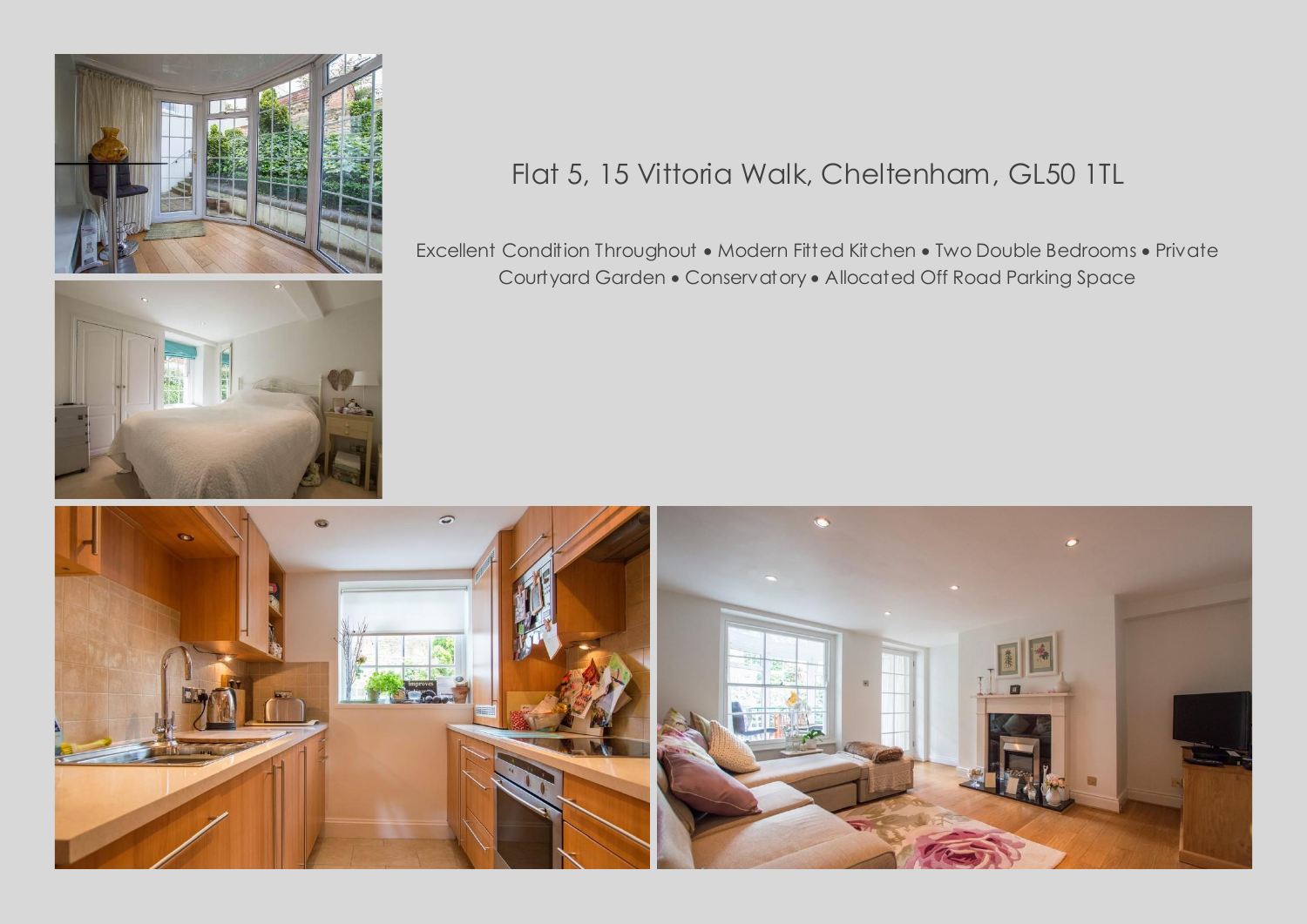# Flat 5, 15 Vittoria Walk, Cheltenham, GL50 1TL

Excellent Condition Throughout • Modern Fitted Kitchen • Two Double Bedrooms • Private Courtyard Garden • Conservatory • Allocated Off Road Parking Space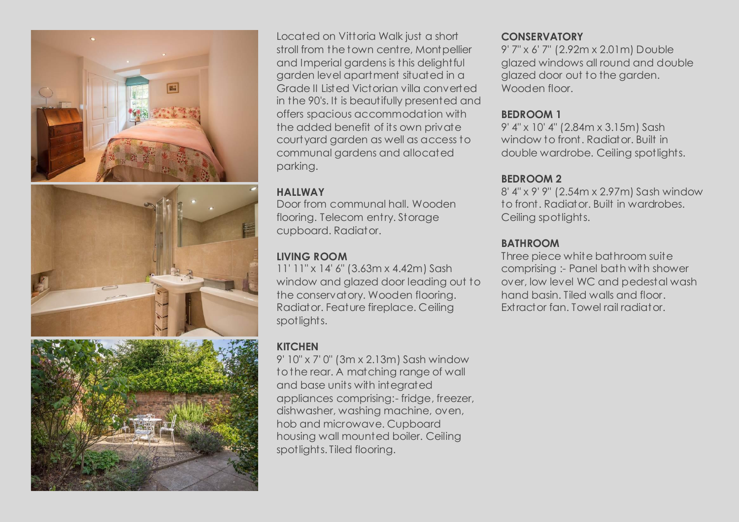Located on Vittoria Walk just a short stroll from the town centre, Montpellier and Imperial gardens is this delightful garden level apartment situated in a Grade II Listed Victorian villa converted in the 90's. It is beautifully presented and offers spacious accommodation with the added benefit of its own private courtyard garden as well as access to communal gardens and allocated parking.

**HALLWAY**
Door from communal hall. Wooden flooring. Telecom entry. Storage cupboard. Radiator.

**LIVING ROOM**
11' 11" x 14' 6" (3.63m x 4.42m) Sash window and glazed door leading out to the conservatory. Wooden flooring. Radiator. Feature fireplace. Ceiling spotlights.

**KITCHEN**
9' 10" x 7' 0" (3m x 2.13m) Sash window to the rear. A matching range of wall and base units with integrated appliances comprising:- fridge, freezer, dishwasher, washing machine, oven, hob and microwave. Cupboard housing wall mounted boiler. Ceiling spotlights. Tiled flooring.

**CONSERVATORY**
9' 7" x 6' 7" (2.92m x 2.01m) Double glazed windows all round and double glazed door out to the garden. Wooden floor.

**BEDROOM 1**
9' 4" x 10' 4" (2.84m x 3.15m) Sash window to front. Radiator. Built in double wardrobe. Ceiling spotlights.

**BEDROOM 2**
8' 4" x 9' 9" (2.54m x 2.97m) Sash window to front. Radiator. Built in wardrobes. Ceiling spotlights.

**BATHROOM**
Three piece white bathroom suite comprising :- Panel bath with shower over, low level WC and pedestal wash hand basin. Tiled walls and floor. Extractor fan. Towel rail radiator.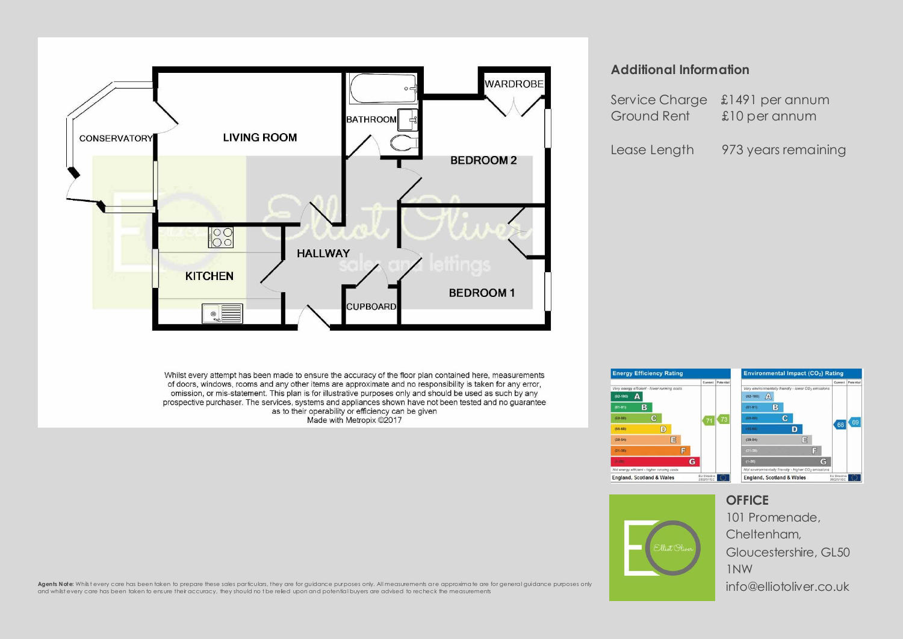CONSERVATORY

LIVING ROOM

BATHROOM

WARDROBE

BEDROOM 2

KITCHEN

HALLWAY

CUPBOARD

BEDROOM 1

Whilst every attempt has been made to ensure the accuracy of the floor plan contained here, measurements of doors, windows, rooms and any other items are approximate and no responsibility is taken for any error, omission, or mis-statement. This plan is for illustrative purposes only and should be used as such by any prospective purchaser. The services, systems and appliances shown have not been tested and no guarantee as to their operability or efficiency can be given
Made with Metropix ©2017

## Additional Information

| | |
|---|---|
| Service Charge | £1491 per annum |
| Ground Rent | £10 per annum |
| Lease Length | 973 years remaining |

Energy Efficiency Rating

Current 71, Potential 73

Environmental Impact ($CO_2$) Rating

Current 68, Potential 69

England, Scotland & Wales

**OFFICE**

101 Promenade,
Cheltenham,
Gloucestershire, GL50 1NW
info@elliotoliver.co.uk

**Agents Note:** Whilst every care has been taken to prepare these sales particulars, they are for guidance purposes only. All measurements are approximate are for general guidance purposes only and whilst every care has been taken to ensure their accuracy, they should not be relied upon and potential buyers are advised to recheck the measurements